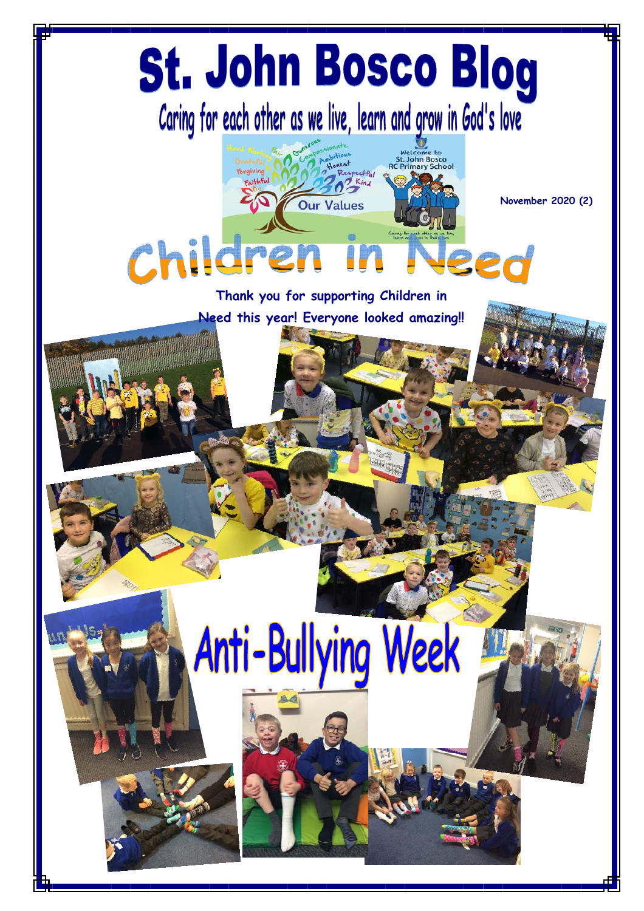# St. John Bosco Blog

Caring for each other as we live, learn and grow in God's love

November 2020 (2)

## Children in Need

Thank you for supporting Children in Need this year! Everyone looked amazing!!

## Anti-Bullying Week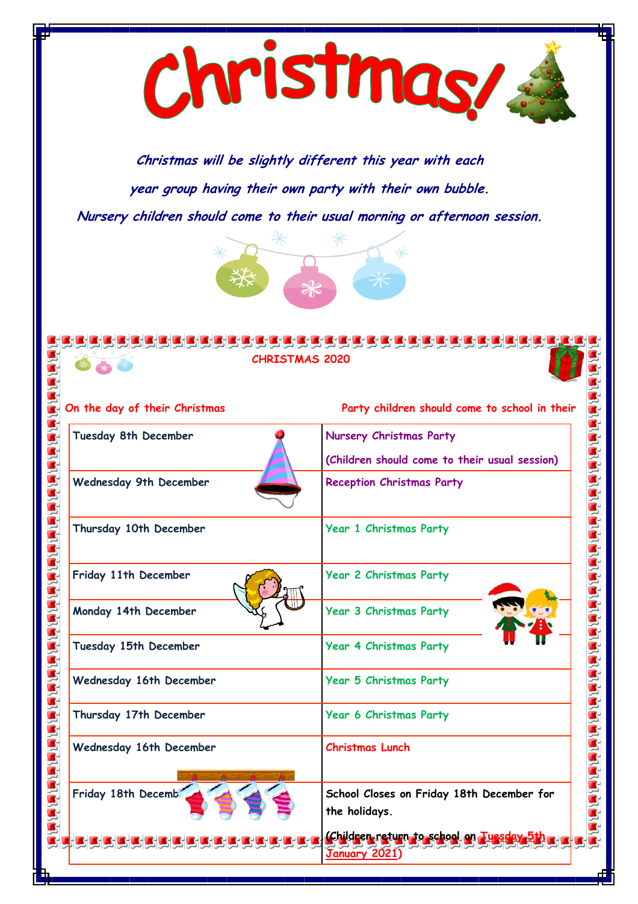# Christmas!

***Christmas will be slightly different this year with each year group having their own party with their own bubble.***

***Nursery children should come to their usual morning or afternoon session.***

## CHRISTMAS 2020

On the day of their Christmas Party children should come to school in their

| | |
|---|---|
| Tuesday 8th December | Nursery Christmas Party (Children should come to their usual session) |
| Wednesday 9th December | Reception Christmas Party |
| Thursday 10th December | Year 1 Christmas Party |
| Friday 11th December | Year 2 Christmas Party |
| Monday 14th December | Year 3 Christmas Party |
| Tuesday 15th December | Year 4 Christmas Party |
| Wednesday 16th December | Year 5 Christmas Party |
| Thursday 17th December | Year 6 Christmas Party |
| Wednesday 16th December | Christmas Lunch |
| Friday 18th December | School Closes on Friday 18th December for the holidays. (Children return to school on Tuesday 5th January 2021) |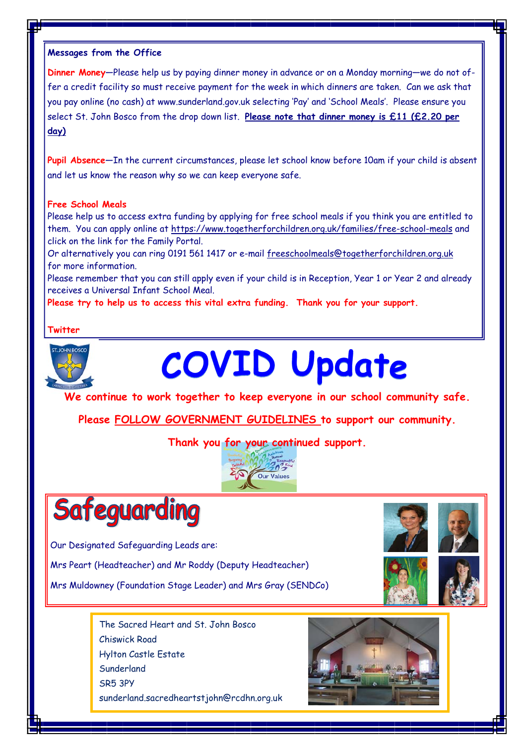## Messages from the Office

**Dinner Money**—Please help us by paying dinner money in advance or on a Monday morning—we do not offer a credit facility so must receive payment for the week in which dinners are taken. Can we ask that you pay online (no cash) at www.sunderland.gov.uk selecting 'Pay' and 'School Meals'. Please ensure you select St. John Bosco from the drop down list. **Please note that dinner money is £11 (£2.20 per day)**

**Pupil Absence**—In the current circumstances, please let school know before 10am if your child is absent and let us know the reason why so we can keep everyone safe.

**Free School Meals**

Please help us to access extra funding by applying for free school meals if you think you are entitled to them. You can apply online at https://www.togetherforchildren.org.uk/families/free-school-meals and click on the link for the Family Portal.

Or alternatively you can ring 0191 561 1417 or e-mail freeschoolmeals@togetherforchildren.org.uk for more information.

Please remember that you can still apply even if your child is in Reception, Year 1 or Year 2 and already receives a Universal Infant School Meal.

**Please try to help us to access this vital extra funding. Thank you for your support.**

**Twitter**

# COVID Update

**We continue to work together to keep everyone in our school community safe.**

**Please FOLLOW GOVERNMENT GUIDELINES to support our community.**

**Thank you for your continued support.**

# Safeguarding

Our Designated Safeguarding Leads are:

Mrs Peart (Headteacher) and Mr Roddy (Deputy Headteacher)

Mrs Muldowney (Foundation Stage Leader) and Mrs Gray (SENDCo)

The Sacred Heart and St. John Bosco
Chiswick Road
Hylton Castle Estate
Sunderland
SR5 3PY
sunderland.sacredheartstjohn@rcdhn.org.uk